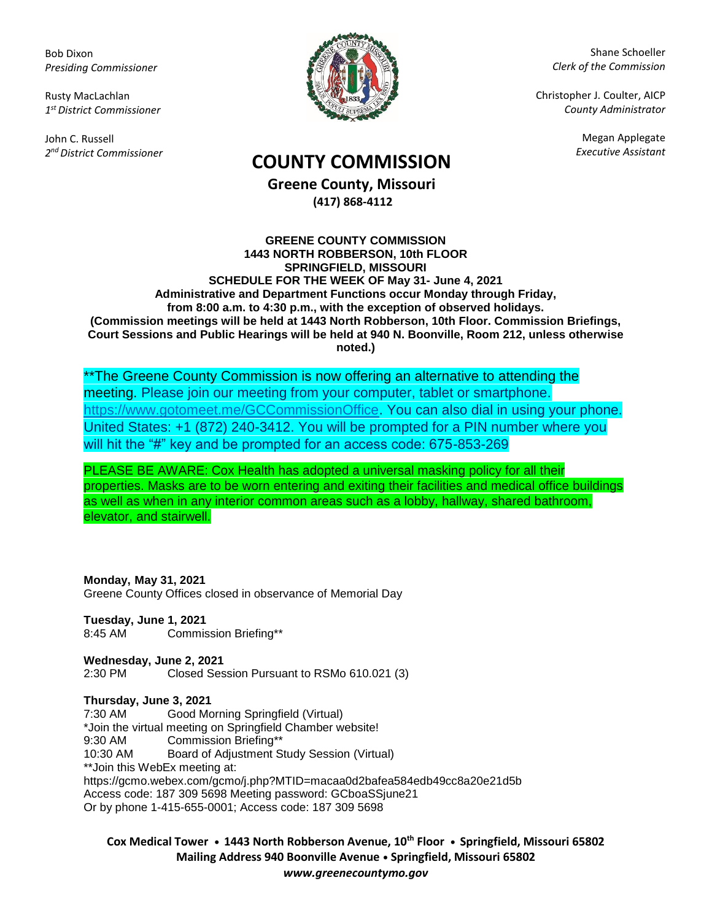Bob Dixon
*Presiding Commissioner*

Rusty MacLachlan
*1st District Commissioner*

John C. Russell
*2nd District Commissioner*

Shane Schoeller
*Clerk of the Commission*

Christopher J. Coulter, AICP
*County Administrator*

Megan Applegate
*Executive Assistant*

# COUNTY COMMISSION

**Greene County, Missouri**
**(417) 868-4112**

**GREENE COUNTY COMMISSION**
**1443 NORTH ROBBERSON, 10th FLOOR**
**SPRINGFIELD, MISSOURI**
**SCHEDULE FOR THE WEEK OF May 31- June 4, 2021**
**Administrative and Department Functions occur Monday through Friday, from 8:00 a.m. to 4:30 p.m., with the exception of observed holidays.**
**(Commission meetings will be held at 1443 North Robberson, 10th Floor. Commission Briefings, Court Sessions and Public Hearings will be held at 940 N. Boonville, Room 212, unless otherwise noted.)**

**The Greene County Commission is now offering an alternative to attending the meeting. Please join our meeting from your computer, tablet or smartphone. https://www.gotomeet.me/GCCommissionOffice. You can also dial in using your phone. United States: +1 (872) 240-3412. You will be prompted for a PIN number where you will hit the "#" key and be prompted for an access code: 675-853-269

PLEASE BE AWARE: Cox Health has adopted a universal masking policy for all their properties. Masks are to be worn entering and exiting their facilities and medical office buildings as well as when in any interior common areas such as a lobby, hallway, shared bathroom, elevator, and stairwell.

**Monday, May 31, 2021**
Greene County Offices closed in observance of Memorial Day

**Tuesday, June 1, 2021**
8:45 AM Commission Briefing**

**Wednesday, June 2, 2021**
2:30 PM Closed Session Pursuant to RSMo 610.021 (3)

**Thursday, June 3, 2021**
7:30 AM Good Morning Springfield (Virtual)
*Join the virtual meeting on Springfield Chamber website!
9:30 AM Commission Briefing**
10:30 AM Board of Adjustment Study Session (Virtual)
**Join this WebEx meeting at:
https://gcmo.webex.com/gcmo/j.php?MTID=macaa0d2bafea584edb49cc8a20e21d5b
Access code: 187 309 5698 Meeting password: GCboaSSjune21
Or by phone 1-415-655-0001; Access code: 187 309 5698

**Cox Medical Tower • 1443 North Robberson Avenue, 10th Floor • Springfield, Missouri 65802**
**Mailing Address 940 Boonville Avenue • Springfield, Missouri 65802**
***www.greenecountymo.gov***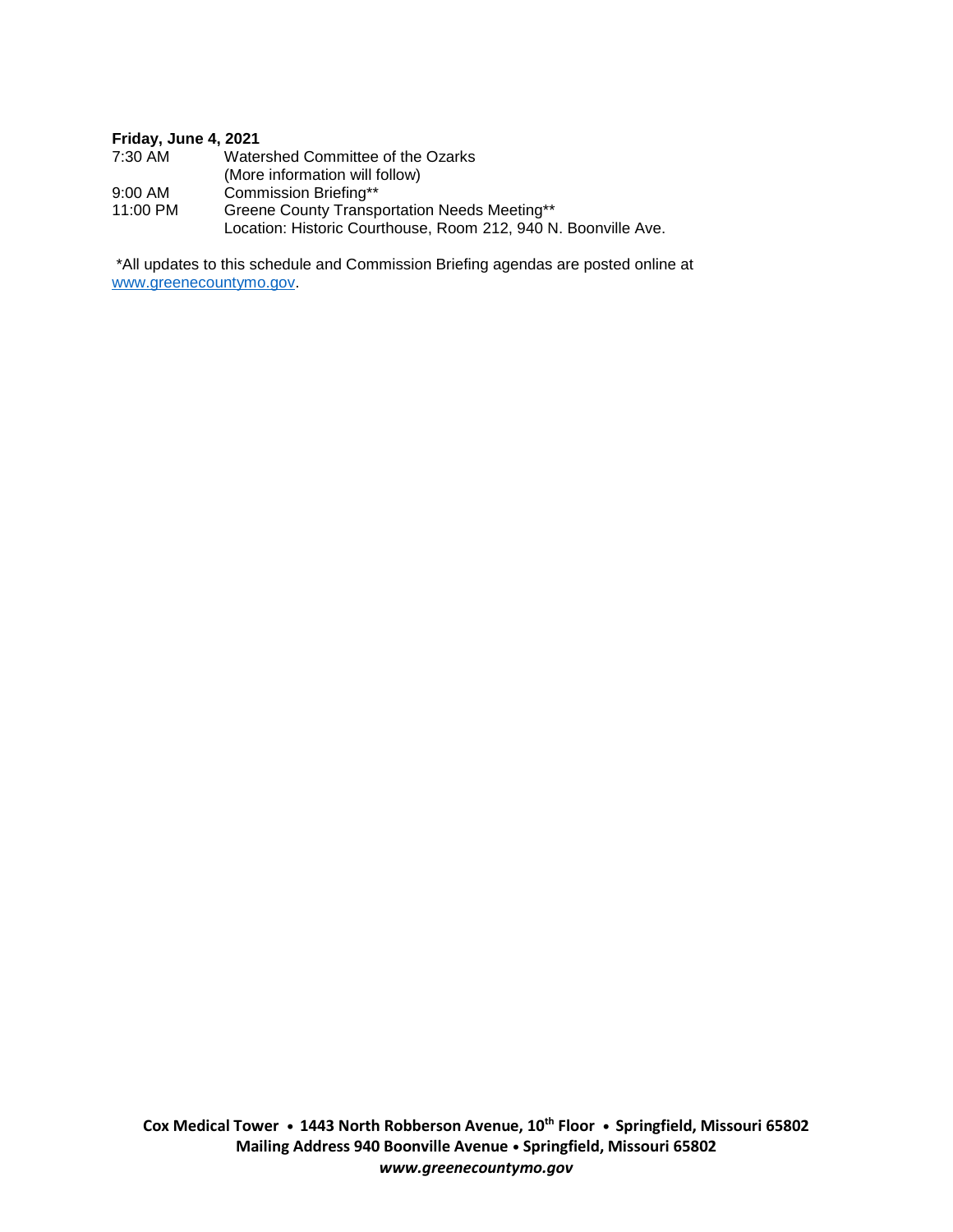**Friday, June 4, 2021**

| | |
|---|---|
| 7:30 AM | Watershed Committee of the Ozarks<br>(More information will follow) |
| 9:00 AM | Commission Briefing** |
| 11:00 PM | Greene County Transportation Needs Meeting**<br>Location: Historic Courthouse, Room 212, 940 N. Boonville Ave. |

*All updates to this schedule and Commission Briefing agendas are posted online at www.greenecountymo.gov.

**Cox Medical Tower • 1443 North Robberson Avenue, 10th Floor • Springfield, Missouri 65802**
**Mailing Address 940 Boonville Avenue • Springfield, Missouri 65802**
***www.greenecountymo.gov***